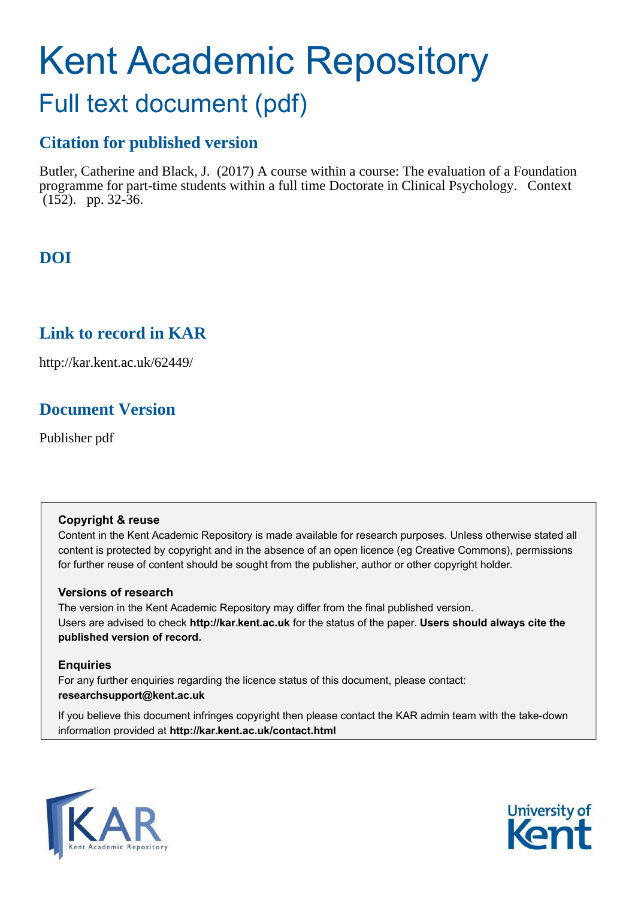# Kent Academic Repository

## Full text document (pdf)

### Citation for published version

Butler, Catherine and Black, J. (2017) A course within a course: The evaluation of a Foundation programme for part-time students within a full time Doctorate in Clinical Psychology. Context (152). pp. 32-36.

### DOI

### Link to record in KAR

http://kar.kent.ac.uk/62449/

### Document Version

Publisher pdf

**Copyright & reuse**

Content in the Kent Academic Repository is made available for research purposes. Unless otherwise stated all content is protected by copyright and in the absence of an open licence (eg Creative Commons), permissions for further reuse of content should be sought from the publisher, author or other copyright holder.

**Versions of research**

The version in the Kent Academic Repository may differ from the final published version.
Users are advised to check **http://kar.kent.ac.uk** for the status of the paper. **Users should always cite the published version of record.**

**Enquiries**

For any further enquiries regarding the licence status of this document, please contact:
**researchsupport@kent.ac.uk**

If you believe this document infringes copyright then please contact the KAR admin team with the take-down information provided at **http://kar.kent.ac.uk/contact.html**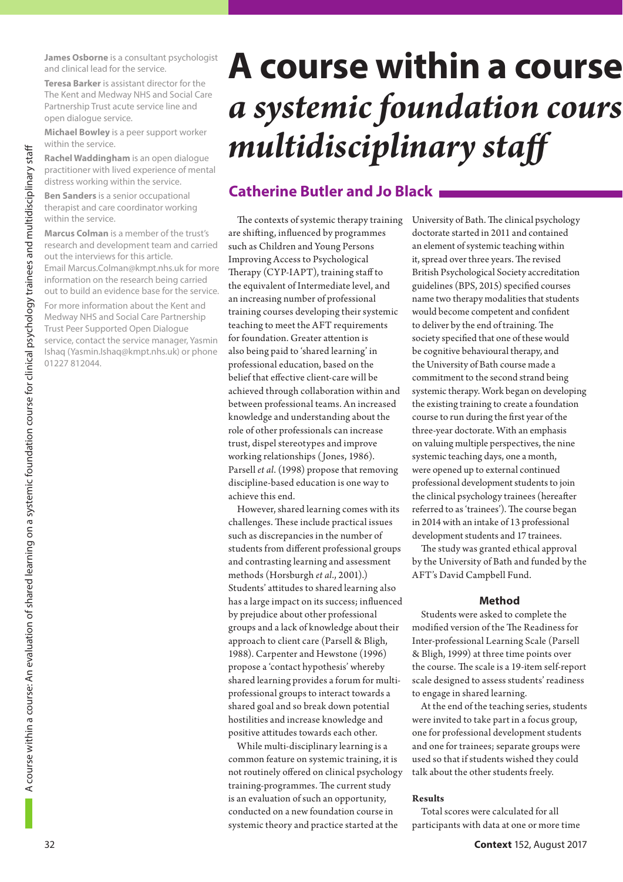James Osborne is a consultant psychologist and clinical lead for the service.

Teresa Barker is assistant director for the The Kent and Medway NHS and Social Care Partnership Trust acute service line and open dialogue service.

Michael Bowley is a peer support worker within the service.

Rachel Waddingham is an open dialogue practitioner with lived experience of mental distress working within the service.

Ben Sanders is a senior occupational therapist and care coordinator working within the service.

Marcus Colman is a member of the trust's research and development team and carried out the interviews for this article. Email Marcus.Colman@kmpt.nhs.uk for more information on the research being carried out to build an evidence base for the service.

For more information about the Kent and Medway NHS and Social Care Partnership Trust Peer Supported Open Dialogue service, contact the service manager, Yasmin Ishaq (Yasmin.Ishaq@kmpt.nhs.uk) or phone 01227 812044.

# A course within a course *a systemic foundation cours multidisciplinary staff*

## Catherine Butler and Jo Black

The contexts of systemic therapy training are shifting, influenced by programmes such as Children and Young Persons Improving Access to Psychological Therapy (CYP-IAPT), training staff to the equivalent of Intermediate level, and an increasing number of professional training courses developing their systemic teaching to meet the AFT requirements for foundation. Greater attention is also being paid to 'shared learning' in professional education, based on the belief that effective client-care will be achieved through collaboration within and between professional teams. An increased knowledge and understanding about the role of other professionals can increase trust, dispel stereotypes and improve working relationships (Jones, 1986). Parsell *et al*. (1998) propose that removing discipline-based education is one way to achieve this end.

However, shared learning comes with its challenges. These include practical issues such as discrepancies in the number of students from different professional groups and contrasting learning and assessment methods (Horsburgh *et al*., 2001).) Students' attitudes to shared learning also has a large impact on its success; influenced by prejudice about other professional groups and a lack of knowledge about their approach to client care (Parsell & Bligh, 1988). Carpenter and Hewstone (1996) propose a 'contact hypothesis' whereby shared learning provides a forum for multi-professional groups to interact towards a shared goal and so break down potential hostilities and increase knowledge and positive attitudes towards each other.

While multi-disciplinary learning is a common feature on systemic training, it is not routinely offered on clinical psychology training-programmes. The current study is an evaluation of such an opportunity, conducted on a new foundation course in systemic theory and practice started at the University of Bath. The clinical psychology doctorate started in 2011 and contained an element of systemic teaching within it, spread over three years. The revised British Psychological Society accreditation guidelines (BPS, 2015) specified courses name two therapy modalities that students would become competent and confident to deliver by the end of training. The society specified that one of these would be cognitive behavioural therapy, and the University of Bath course made a commitment to the second strand being systemic therapy. Work began on developing the existing training to create a foundation course to run during the first year of the three-year doctorate. With an emphasis on valuing multiple perspectives, the nine systemic teaching days, one a month, were opened up to external continued professional development students to join the clinical psychology trainees (hereafter referred to as 'trainees'). The course began in 2014 with an intake of 13 professional development students and 17 trainees.

The study was granted ethical approval by the University of Bath and funded by the AFT's David Campbell Fund.

### Method

Students were asked to complete the modified version of the The Readiness for Inter-professional Learning Scale (Parsell & Bligh, 1999) at three time points over the course. The scale is a 19-item self-report scale designed to assess students' readiness to engage in shared learning.

At the end of the teaching series, students were invited to take part in a focus group, one for professional development students and one for trainees; separate groups were used so that if students wished they could talk about the other students freely.

### Results

Total scores were calculated for all participants with data at one or more time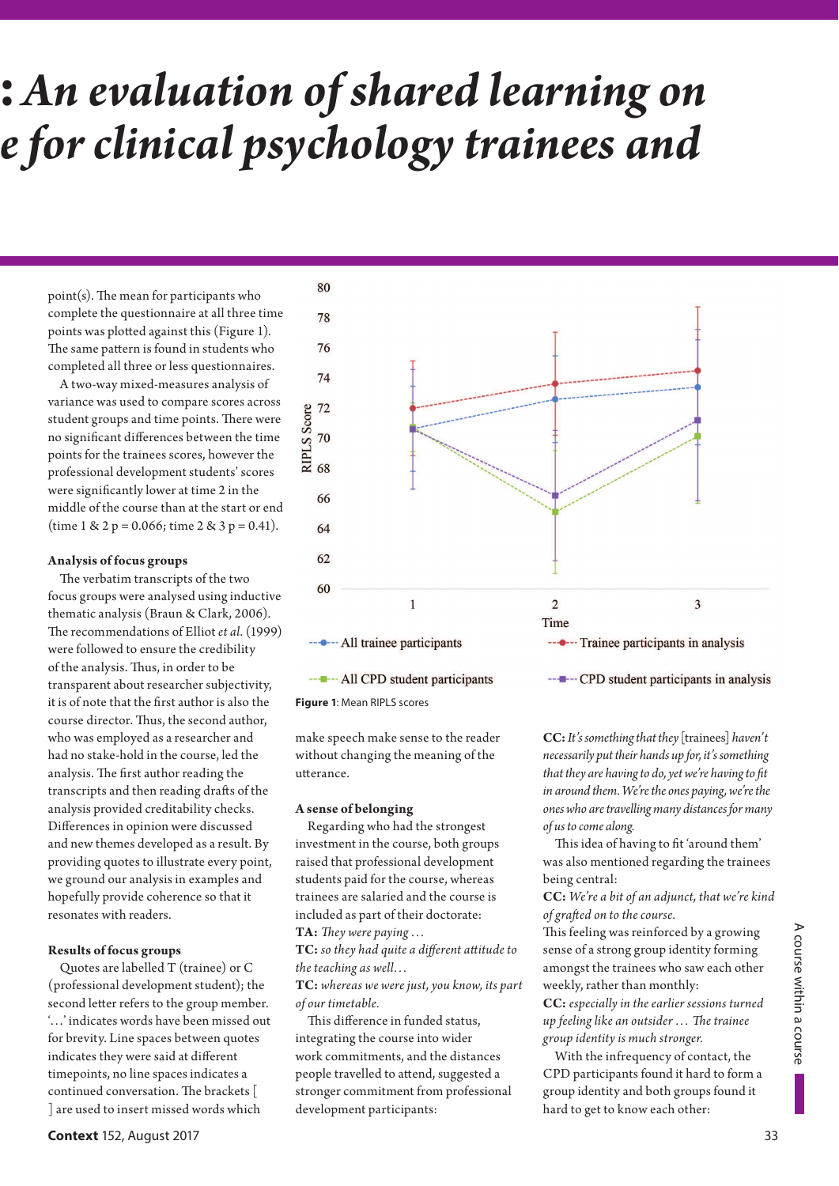point(s). The mean for participants who complete the questionnaire at all three time points was plotted against this (Figure 1). The same pattern is found in students who completed all three or less questionnaires.

A two-way mixed-measures analysis of variance was used to compare scores across student groups and time points. There were no significant differences between the time points for the trainees scores, however the professional development students' scores were significantly lower at time 2 in the middle of the course than at the start or end (time 1 & 2 $p = 0.066$; time 2 & 3 $p = 0.41$).

**Figure 1**: Mean RIPLS scores

### Analysis of focus groups

The verbatim transcripts of the two focus groups were analysed using inductive thematic analysis (Braun & Clark, 2006). The recommendations of Elliot *et al.* (1999) were followed to ensure the credibility of the analysis. Thus, in order to be transparent about researcher subjectivity, it is of note that the first author is also the course director. Thus, the second author, who was employed as a researcher and had no stake-hold in the course, led the analysis. The first author reading the transcripts and then reading drafts of the analysis provided creditability checks. Differences in opinion were discussed and new themes developed as a result. By providing quotes to illustrate every point, we ground our analysis in examples and hopefully provide coherence so that it resonates with readers.

### Results of focus groups

Quotes are labelled T (trainee) or C (professional development student); the second letter refers to the group member. '…' indicates words have been missed out for brevity. Line spaces between quotes indicates they were said at different timepoints, no line spaces indicates a continued conversation. The brackets [ ] are used to insert missed words which make speech make sense to the reader without changing the meaning of the utterance.

### A sense of belonging

Regarding who had the strongest investment in the course, both groups raised that professional development students paid for the course, whereas trainees are salaried and the course is included as part of their doctorate:

**TA:** *They were paying …*
**TC:** *so they had quite a different attitude to the teaching as well…*
**TC:** *whereas we were just, you know, its part of our timetable.*

This difference in funded status, integrating the course into wider work commitments, and the distances people travelled to attend, suggested a stronger commitment from professional development participants:

**CC:** *It's something that they* [trainees] *haven't necessarily put their hands up for, it's something that they are having to do, yet we're having to fit in around them. We're the ones paying, we're the ones who are travelling many distances for many of us to come along.*

This idea of having to fit 'around them' was also mentioned regarding the trainees being central:

**CC:** *We're a bit of an adjunct, that we're kind of grafted on to the course.*

This feeling was reinforced by a growing sense of a strong group identity forming amongst the trainees who saw each other weekly, rather than monthly:

**CC:** *especially in the earlier sessions turned up feeling like an outsider … The trainee group identity is much stronger.*

With the infrequency of contact, the CPD participants found it hard to form a group identity and both groups found it hard to get to know each other: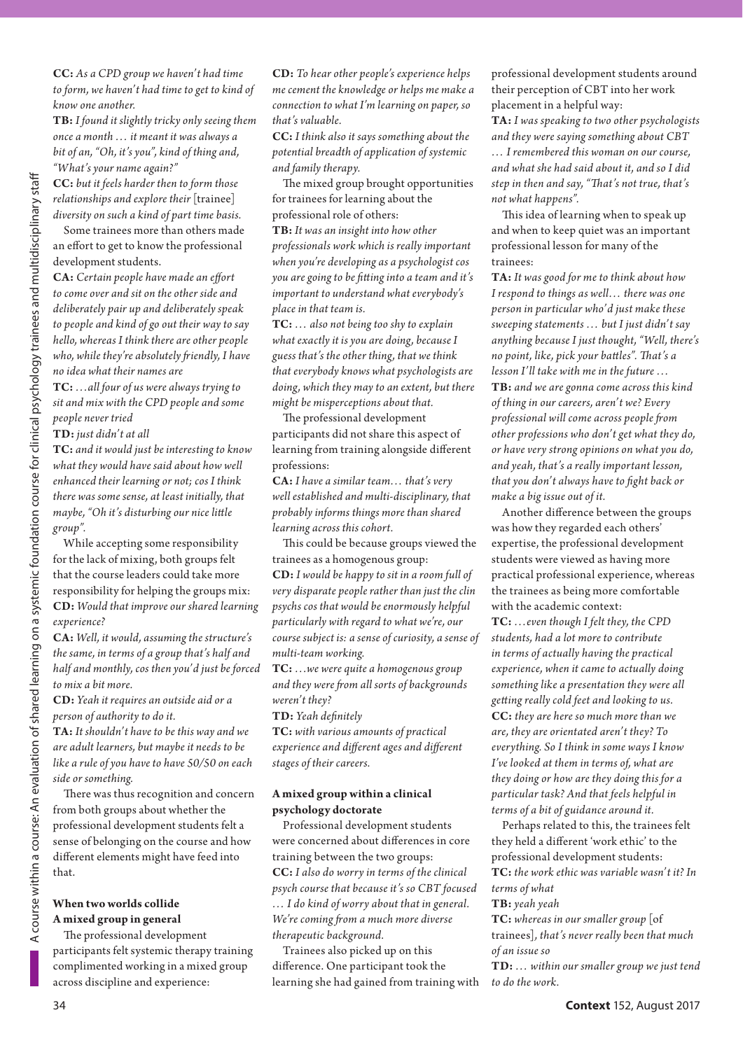**CC:** *As a CPD group we haven't had time to form, we haven't had time to get to kind of know one another.*

**TB:** *I found it slightly tricky only seeing them once a month … it meant it was always a bit of an, "Oh, it's you", kind of thing and, "What's your name again?"*

**CC:** *but it feels harder then to form those relationships and explore their* [trainee] *diversity on such a kind of part time basis.*

Some trainees more than others made an effort to get to know the professional development students.

**CA:** *Certain people have made an effort to come over and sit on the other side and deliberately pair up and deliberately speak to people and kind of go out their way to say hello, whereas I think there are other people who, while they're absolutely friendly, I have no idea what their names are*

**TC:** *…all four of us were always trying to sit and mix with the CPD people and some people never tried*

**TD:** *just didn't at all*

**TC:** *and it would just be interesting to know what they would have said about how well enhanced their learning or not; cos I think there was some sense, at least initially, that maybe, "Oh it's disturbing our nice little group".*

While accepting some responsibility for the lack of mixing, both groups felt that the course leaders could take more responsibility for helping the groups mix:

**CD:** *Would that improve our shared learning experience?*

**CA:** *Well, it would, assuming the structure's the same, in terms of a group that's half and half and monthly, cos then you'd just be forced to mix a bit more.*

**CD:** *Yeah it requires an outside aid or a person of authority to do it.*

**TA:** *It shouldn't have to be this way and we are adult learners, but maybe it needs to be like a rule of you have to have 50/50 on each side or something.*

There was thus recognition and concern from both groups about whether the professional development students felt a sense of belonging on the course and how different elements might have feed into that.

### When two worlds collide

#### A mixed group in general

The professional development participants felt systemic therapy training complimented working in a mixed group across discipline and experience:

**CD:** *To hear other people's experience helps me cement the knowledge or helps me make a connection to what I'm learning on paper, so that's valuable.*

**CC:** *I think also it says something about the potential breadth of application of systemic and family therapy.*

The mixed group brought opportunities for trainees for learning about the professional role of others:

**TB:** *It was an insight into how other professionals work which is really important when you're developing as a psychologist cos you are going to be fitting into a team and it's important to understand what everybody's place in that team is.*

**TC:** *… also not being too shy to explain what exactly it is you are doing, because I guess that's the other thing, that we think that everybody knows what psychologists are doing, which they may to an extent, but there might be misperceptions about that.*

The professional development participants did not share this aspect of learning from training alongside different professions:

**CA:** *I have a similar team… that's very well established and multi-disciplinary, that probably informs things more than shared learning across this cohort.*

This could be because groups viewed the trainees as a homogenous group:

**CD:** *I would be happy to sit in a room full of very disparate people rather than just the clin psychs cos that would be enormously helpful particularly with regard to what we're, our course subject is: a sense of curiosity, a sense of multi-team working.*

**TC:** *…we were quite a homogenous group and they were from all sorts of backgrounds weren't they?*

**TD:** *Yeah definitely*

**TC:** *with various amounts of practical experience and different ages and different stages of their careers.*

#### A mixed group within a clinical psychology doctorate

Professional development students were concerned about differences in core training between the two groups:

**CC:** *I also do worry in terms of the clinical psych course that because it's so CBT focused … I do kind of worry about that in general. We're coming from a much more diverse therapeutic background.*

Trainees also picked up on this difference. One participant took the learning she had gained from training with professional development students around their perception of CBT into her work placement in a helpful way:

**TA:** *I was speaking to two other psychologists and they were saying something about CBT … I remembered this woman on our course, and what she had said about it, and so I did step in then and say, "That's not true, that's not what happens".*

This idea of learning when to speak up and when to keep quiet was an important professional lesson for many of the trainees:

**TA:** *It was good for me to think about how I respond to things as well… there was one person in particular who'd just make these sweeping statements … but I just didn't say anything because I just thought, "Well, there's no point, like, pick your battles". That's a lesson I'll take with me in the future …*

**TB:** *and we are gonna come across this kind of thing in our careers, aren't we? Every professional will come across people from other professions who don't get what they do, or have very strong opinions on what you do, and yeah, that's a really important lesson, that you don't always have to fight back or make a big issue out of it.*

Another difference between the groups was how they regarded each others' expertise, the professional development students were viewed as having more practical professional experience, whereas the trainees as being more comfortable with the academic context:

**TC:** *…even though I felt they, the CPD students, had a lot more to contribute in terms of actually having the practical experience, when it came to actually doing something like a presentation they were all getting really cold feet and looking to us.*

**CC:** *they are here so much more than we are, they are orientated aren't they? To everything. So I think in some ways I know I've looked at them in terms of, what are they doing or how are they doing this for a particular task? And that feels helpful in terms of a bit of guidance around it.*

Perhaps related to this, the trainees felt they held a different 'work ethic' to the professional development students:

**TC:** *the work ethic was variable wasn't it? In terms of what*

**TB:** *yeah yeah*

**TC:** *whereas in our smaller group* [of trainees], *that's never really been that much of an issue so*

**TD:** *… within our smaller group we just tend to do the work.*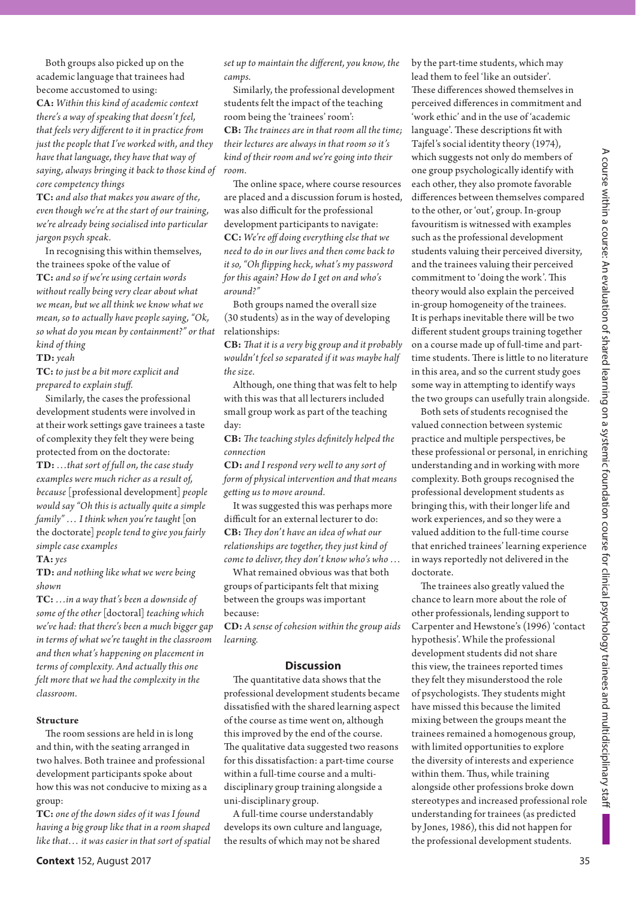Both groups also picked up on the academic language that trainees had become accustomed to using:

**CA:** *Within this kind of academic context there's a way of speaking that doesn't feel, that feels very different to it in practice from just the people that I've worked with, and they have that language, they have that way of saying, always bringing it back to those kind of core competency things*

**TC:** *and also that makes you aware of the, even though we're at the start of our training, we're already being socialised into particular jargon psych speak.*

In recognising this within themselves, the trainees spoke of the value of

**TC:** *and so if we're using certain words without really being very clear about what we mean, but we all think we know what we mean, so to actually have people saying, "Ok, so what do you mean by containment?" or that kind of thing*

**TD:** *yeah*

**TC:** *to just be a bit more explicit and prepared to explain stuff.*

Similarly, the cases the professional development students were involved in at their work settings gave trainees a taste of complexity they felt they were being protected from on the doctorate:

**TD:** *…that sort of full on, the case study examples were much richer as a result of, because* [professional development] *people would say "Oh this is actually quite a simple family" … I think when you're taught* [on the doctorate] *people tend to give you fairly simple case examples*

**TA:** *yes*

**TD:** *and nothing like what we were being shown*

**TC:** *…in a way that's been a downside of some of the other* [doctoral] *teaching which we've had: that there's been a much bigger gap in terms of what we're taught in the classroom and then what's happening on placement in terms of complexity. And actually this one felt more that we had the complexity in the classroom.*

### Structure

The room sessions are held in is long and thin, with the seating arranged in two halves. Both trainee and professional development participants spoke about how this was not conducive to mixing as a group:

**TC:** *one of the down sides of it was I found having a big group like that in a room shaped like that… it was easier in that sort of spatial set up to maintain the different, you know, the camps.*

Similarly, the professional development students felt the impact of the teaching room being the 'trainees' room':

**CB:** *The trainees are in that room all the time; their lectures are always in that room so it's kind of their room and we're going into their room.*

The online space, where course resources are placed and a discussion forum is hosted, was also difficult for the professional development participants to navigate:

**CC:** *We're off doing everything else that we need to do in our lives and then come back to it so, "Oh flipping heck, what's my password for this again? How do I get on and who's around?"*

Both groups named the overall size (30 students) as in the way of developing relationships:

**CB:** *That it is a very big group and it probably wouldn't feel so separated if it was maybe half the size.*

Although, one thing that was felt to help with this was that all lecturers included small group work as part of the teaching day:

**CB:** *The teaching styles definitely helped the connection*

**CD:** *and I respond very well to any sort of form of physical intervention and that means getting us to move around.*

It was suggested this was perhaps more difficult for an external lecturer to do:

**CB:** *They don't have an idea of what our relationships are together, they just kind of come to deliver, they don't know who's who …*

What remained obvious was that both groups of participants felt that mixing between the groups was important because:

**CD:** *A sense of cohesion within the group aids learning.*

## Discussion

The quantitative data shows that the professional development students became dissatisfied with the shared learning aspect of the course as time went on, although this improved by the end of the course. The qualitative data suggested two reasons for this dissatisfaction: a part-time course within a full-time course and a multi-disciplinary group training alongside a uni-disciplinary group.

A full-time course understandably develops its own culture and language, the results of which may not be shared by the part-time students, which may lead them to feel 'like an outsider'. These differences showed themselves in perceived differences in commitment and 'work ethic' and in the use of 'academic language'. These descriptions fit with Tajfel's social identity theory (1974), which suggests not only do members of one group psychologically identify with each other, they also promote favorable differences between themselves compared to the other, or 'out', group. In-group favouritism is witnessed with examples such as the professional development students valuing their perceived diversity, and the trainees valuing their perceived commitment to 'doing the work'. This theory would also explain the perceived in-group homogeneity of the trainees. It is perhaps inevitable there will be two different student groups training together on a course made up of full-time and part-time students. There is little to no literature in this area, and so the current study goes some way in attempting to identify ways the two groups can usefully train alongside.

Both sets of students recognised the valued connection between systemic practice and multiple perspectives, be these professional or personal, in enriching understanding and in working with more complexity. Both groups recognised the professional development students as bringing this, with their longer life and work experiences, and so they were a valued addition to the full-time course that enriched trainees' learning experience in ways reportedly not delivered in the doctorate.

The trainees also greatly valued the chance to learn more about the role of other professionals, lending support to Carpenter and Hewstone's (1996) 'contact hypothesis'. While the professional development students did not share this view, the trainees reported times they felt they misunderstood the role of psychologists. They students might have missed this because the limited mixing between the groups meant the trainees remained a homogenous group, with limited opportunities to explore the diversity of interests and experience within them. Thus, while training alongside other professions broke down stereotypes and increased professional role understanding for trainees (as predicted by Jones, 1986), this did not happen for the professional development students.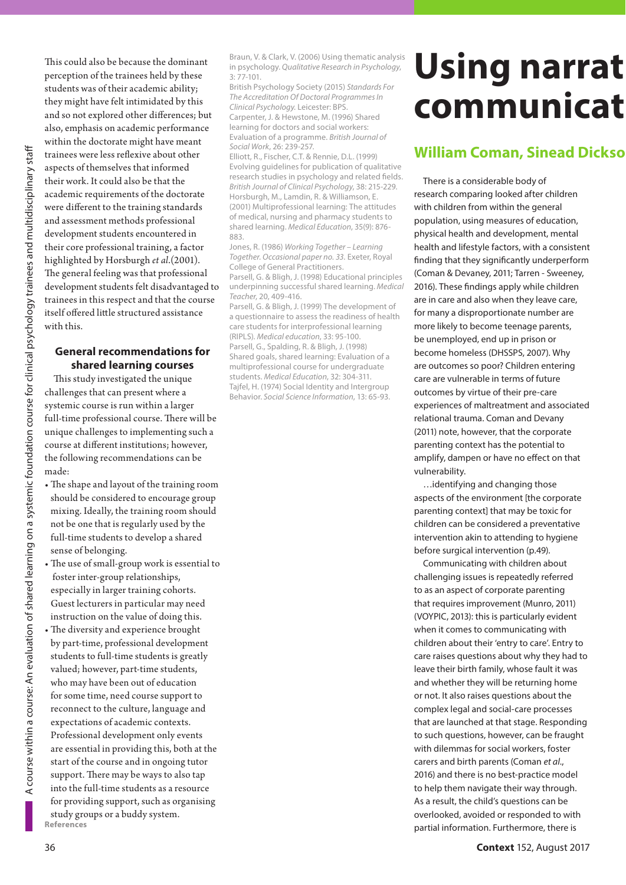This could also be because the dominant perception of the trainees held by these students was of their academic ability; they might have felt intimidated by this and so not explored other differences; but also, emphasis on academic performance within the doctorate might have meant trainees were less reflexive about other aspects of themselves that informed their work. It could also be that the academic requirements of the doctorate were different to the training standards and assessment methods professional development students encountered in their core professional training, a factor highlighted by Horsburgh *et al*.(2001). The general feeling was that professional development students felt disadvantaged to trainees in this respect and that the course itself offered little structured assistance with this.

### General recommendations for shared learning courses

This study investigated the unique challenges that can present where a systemic course is run within a larger full-time professional course. There will be unique challenges to implementing such a course at different institutions; however, the following recommendations can be made:

- The shape and layout of the training room should be considered to encourage group mixing. Ideally, the training room should not be one that is regularly used by the full-time students to develop a shared sense of belonging.
- The use of small-group work is essential to foster inter-group relationships, especially in larger training cohorts. Guest lecturers in particular may need instruction on the value of doing this.
- The diversity and experience brought by part-time, professional development students to full-time students is greatly valued; however, part-time students, who may have been out of education for some time, need course support to reconnect to the culture, language and expectations of academic contexts. Professional development only events are essential in providing this, both at the start of the course and in ongoing tutor support. There may be ways to also tap into the full-time students as a resource for providing support, such as organising study groups or a buddy system.

#### References

Braun, V. & Clark, V. (2006) Using thematic analysis in psychology. *Qualitative Research in Psychology*, 3: 77-101.

British Psychology Society (2015) *Standards For The Accreditation Of Doctoral Programmes In Clinical Psychology*. Leicester: BPS.

Carpenter, J. & Hewstone, M. (1996) Shared learning for doctors and social workers: Evaluation of a programme. *British Journal of Social Work*, 26: 239-257.

Elliott, R., Fischer, C.T. & Rennie, D.L. (1999) Evolving guidelines for publication of qualitative research studies in psychology and related fields. *British Journal of Clinical Psychology*, 38: 215-229.

Horsburgh, M., Lamdin, R. & Williamson, E. (2001) Multiprofessional learning: The attitudes of medical, nursing and pharmacy students to shared learning. *Medical Education*, 35(9): 876-883.

Jones, R. (1986) *Working Together – Learning Together. Occasional paper no. 33*. Exeter, Royal College of General Practitioners.

Parsell, G. & Bligh, J. (1998) Educational principles underpinning successful shared learning. *Medical Teacher*, 20, 409-416.

Parsell, G. & Bligh, J. (1999) The development of a questionnaire to assess the readiness of health care students for interprofessional learning (RIPLS). *Medical education*, 33: 95-100.

Parsell, G., Spalding, R. & Bligh, J. (1998) Shared goals, shared learning: Evaluation of a multiprofessional course for undergraduate students. *Medical Education*, 32: 304-311.

Tajfel, H. (1974) Social Identity and Intergroup Behavior. *Social Science Information*, 13: 65-93.

# Using narrat communicat

## William Coman, Sinead Dickso

There is a considerable body of research comparing looked after children with children from within the general population, using measures of education, physical health and development, mental health and lifestyle factors, with a consistent finding that they significantly underperform (Coman & Devaney, 2011; Tarren - Sweeney, 2016). These findings apply while children are in care and also when they leave care, for many a disproportionate number are more likely to become teenage parents, be unemployed, end up in prison or become homeless (DHSSPS, 2007). Why are outcomes so poor? Children entering care are vulnerable in terms of future outcomes by virtue of their pre-care experiences of maltreatment and associated relational trauma. Coman and Devany (2011) note, however, that the corporate parenting context has the potential to amplify, dampen or have no effect on that vulnerability.

…identifying and changing those aspects of the environment [the corporate parenting context] that may be toxic for children can be considered a preventative intervention akin to attending to hygiene before surgical intervention (p.49).

Communicating with children about challenging issues is repeatedly referred to as an aspect of corporate parenting that requires improvement (Munro, 2011) (VOYPIC, 2013): this is particularly evident when it comes to communicating with children about their 'entry to care'. Entry to care raises questions about why they had to leave their birth family, whose fault it was and whether they will be returning home or not. It also raises questions about the complex legal and social-care processes that are launched at that stage. Responding to such questions, however, can be fraught with dilemmas for social workers, foster carers and birth parents (Coman *et al*., 2016) and there is no best-practice model to help them navigate their way through. As a result, the child's questions can be overlooked, avoided or responded to with partial information. Furthermore, there is